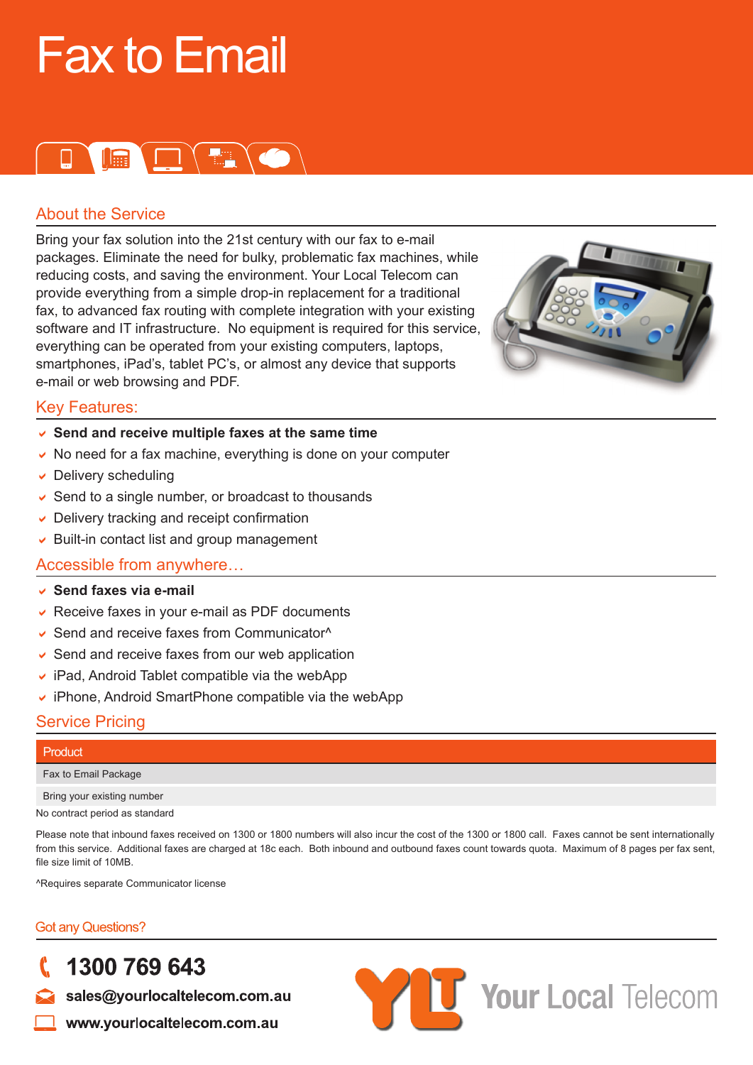# Fax to Email

## About the Service

Bring your fax solution into the 21st century with our fax to e-mail packages. Eliminate the need for bulky, problematic fax machines, while reducing costs, and saving the environment. Your Local Telecom can provide everything from a simple drop-in replacement for a traditional fax, to advanced fax routing with complete integration with your existing software and IT infrastructure. No equipment is required for this service, everything can be operated from your existing computers, laptops, smartphones, iPad's, tablet PC's, or almost any device that supports e-mail or web browsing and PDF.

## Key Features:

- **Send and receive multiple faxes at the same time**
- No need for a fax machine, everything is done on your computer
- Delivery scheduling
- Send to a single number, or broadcast to thousands
- Delivery tracking and receipt confirmation
- Built-in contact list and group management

## Accessible from anywhere…

- **Send faxes via e-mail**
- Receive faxes in your e-mail as PDF documents
- Send and receive faxes from Communicator^
- Send and receive faxes from our web application
- iPad, Android Tablet compatible via the webApp
- iPhone, Android SmartPhone compatible via the webApp

## Service Pricing

| Product |
|---|
| Fax to Email Package |
| Bring your existing number |

No contract period as standard

Please note that inbound faxes received on 1300 or 1800 numbers will also incur the cost of the 1300 or 1800 call. Faxes cannot be sent internationally from this service. Additional faxes are charged at 18c each. Both inbound and outbound faxes count towards quota. Maximum of 8 pages per fax sent, file size limit of 10MB.

^Requires separate Communicator license

## Got any Questions?

**1300 769 643**

**sales@yourlocaltelecom.com.au**

**www.yourlocaltelecom.com.au**

YLT Your Local Telecom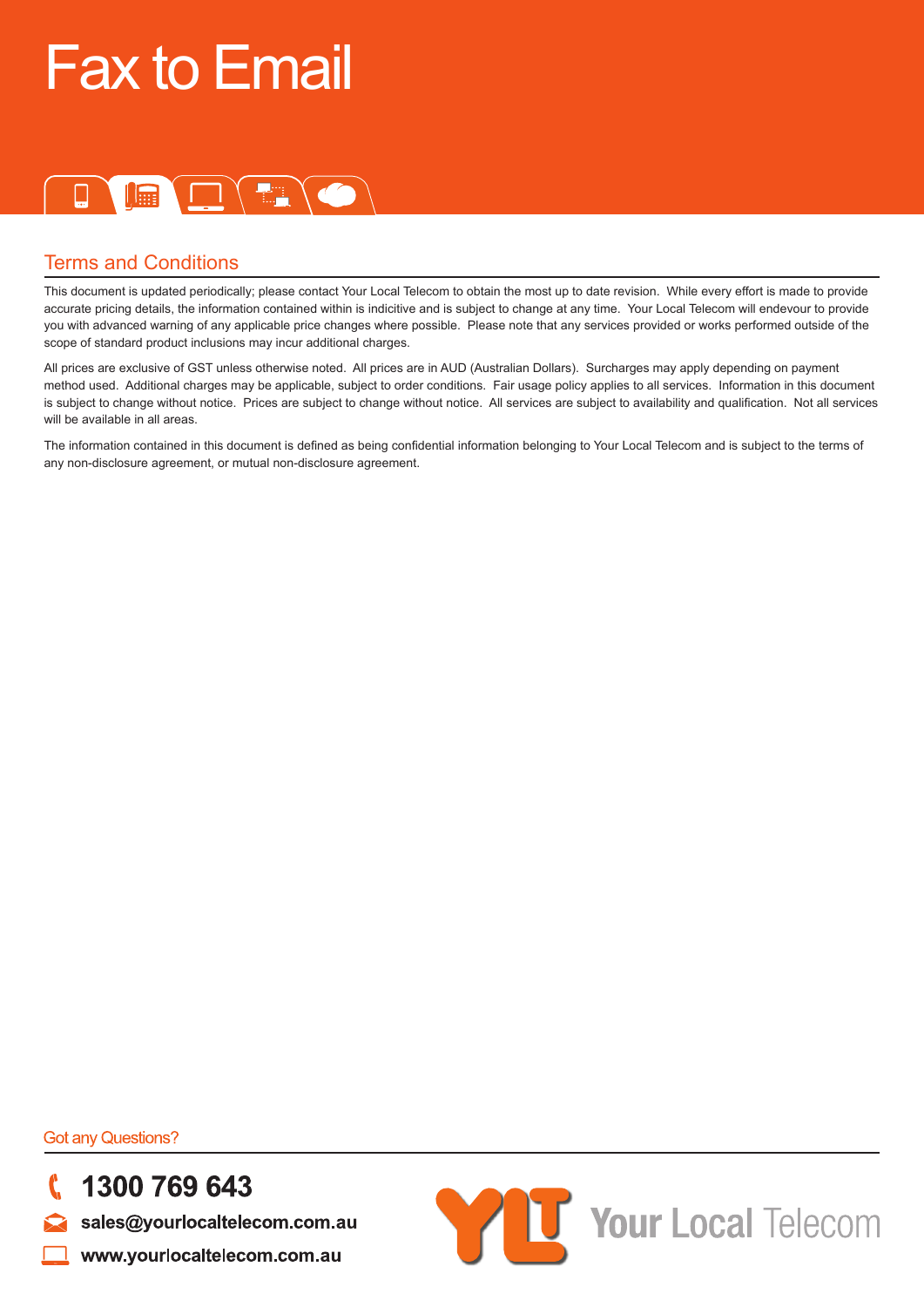# Fax to Email

## Terms and Conditions

This document is updated periodically; please contact Your Local Telecom to obtain the most up to date revision. While every effort is made to provide accurate pricing details, the information contained within is indicitive and is subject to change at any time. Your Local Telecom will endevour to provide you with advanced warning of any applicable price changes where possible. Please note that any services provided or works performed outside of the scope of standard product inclusions may incur additional charges.

All prices are exclusive of GST unless otherwise noted. All prices are in AUD (Australian Dollars). Surcharges may apply depending on payment method used. Additional charges may be applicable, subject to order conditions. Fair usage policy applies to all services. Information in this document is subject to change without notice. Prices are subject to change without notice. All services are subject to availability and qualification. Not all services will be available in all areas.

The information contained in this document is defined as being confidential information belonging to Your Local Telecom and is subject to the terms of any non-disclosure agreement, or mutual non-disclosure agreement.

Got any Questions?

**1300 769 643**

**sales@yourlocaltelecom.com.au**

**www.yourlocaltelecom.com.au**

YLT Your Local Telecom